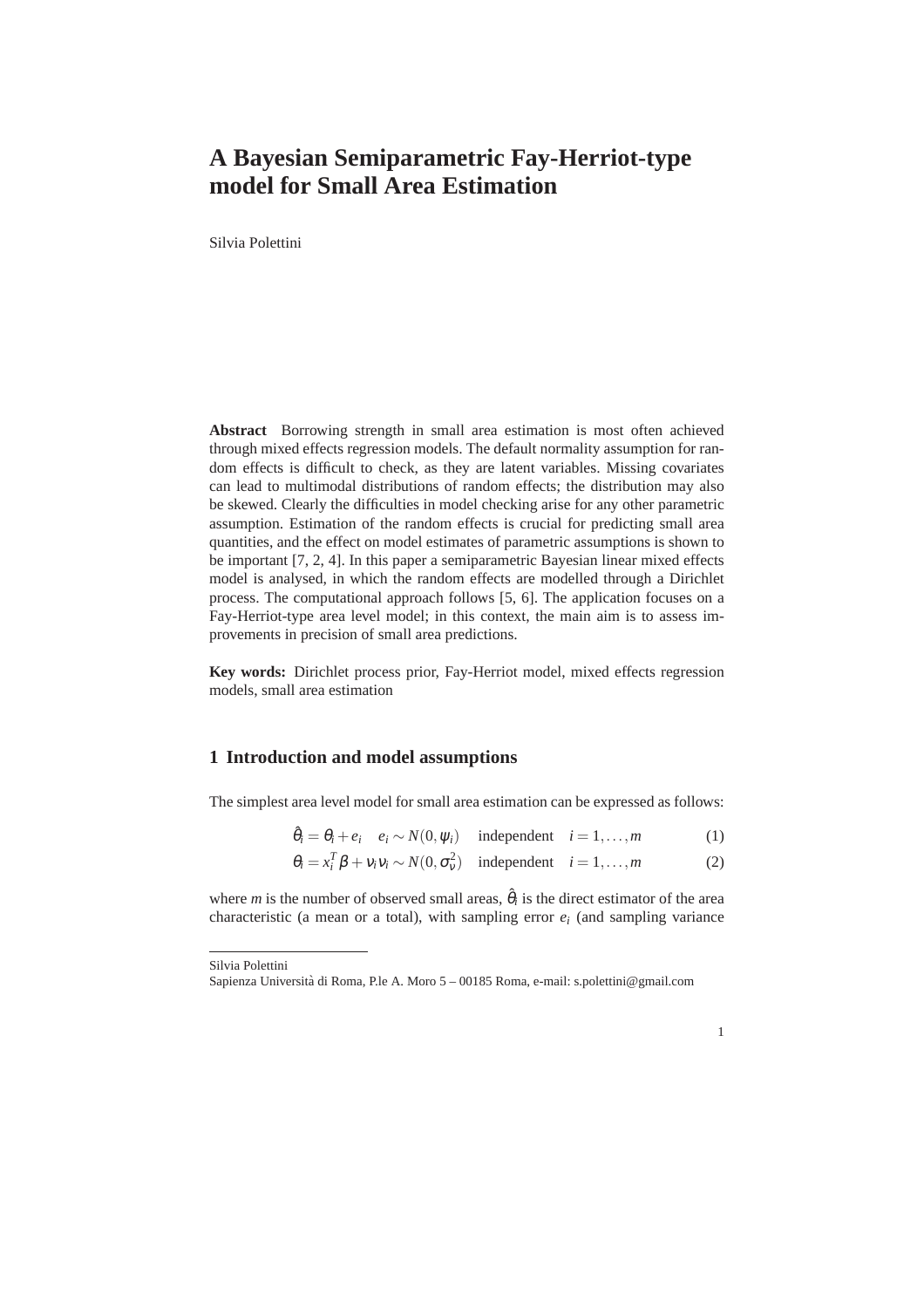# A Bayesian Semiparametric Fay-Herriot-type model for Small Area Estimation

Silvia Polettini

**Abstract** Borrowing strength in small area estimation is most often achieved through mixed effects regression models. The default normality assumption for random effects is difficult to check, as they are latent variables. Missing covariates can lead to multimodal distributions of random effects; the distribution may also be skewed. Clearly the difficulties in model checking arise for any other parametric assumption. Estimation of the random effects is crucial for predicting small area quantities, and the effect on model estimates of parametric assumptions is shown to be important [7, 2, 4]. In this paper a semiparametric Bayesian linear mixed effects model is analysed, in which the random effects are modelled through a Dirichlet process. The computational approach follows [5, 6]. The application focuses on a Fay-Herriot-type area level model; in this context, the main aim is to assess improvements in precision of small area predictions.

**Key words:** Dirichlet process prior, Fay-Herriot model, mixed effects regression models, small area estimation

## 1 Introduction and model assumptions

The simplest area level model for small area estimation can be expressed as follows:

$$\hat{\theta}_i = \theta_i + e_i \quad e_i \sim N(0, \psi_i) \quad \text{independent} \quad i = 1, \ldots, m \tag{1}$$

$$\theta_i = x_i^T \beta + \nu_i \nu_i \sim N(0, \sigma_\nu^2) \quad \text{independent} \quad i = 1, \ldots, m \tag{2}$$

where $m$ is the number of observed small areas, $\hat{\theta}_i$ is the direct estimator of the area characteristic (a mean or a total), with sampling error $e_i$ (and sampling variance

---

Silvia Polettini
Sapienza Università di Roma, P.le A. Moro 5 – 00185 Roma, e-mail: s.polettini@gmail.com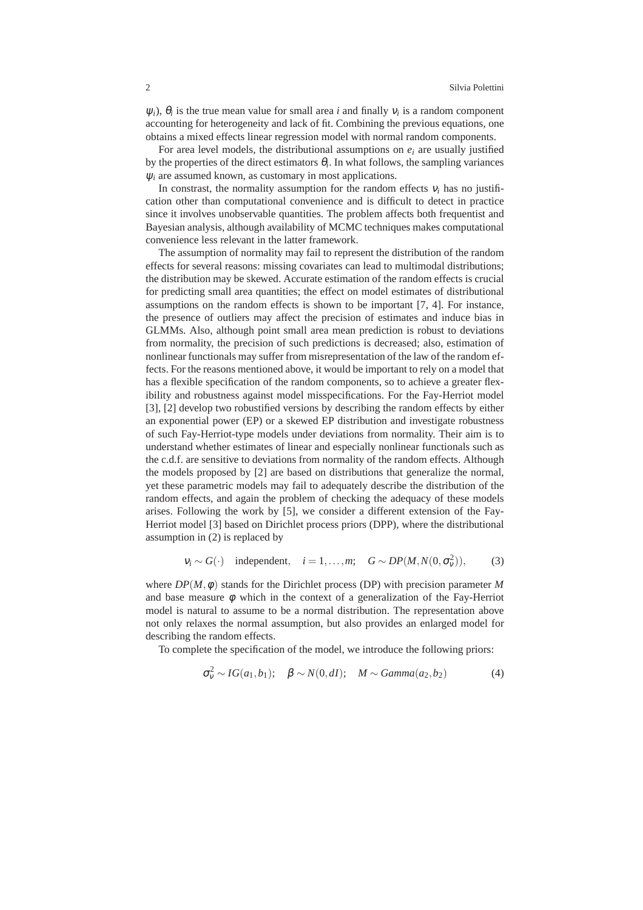$\psi_i$), $\theta_i$ is the true mean value for small area $i$ and finally $v_i$ is a random component accounting for heterogeneity and lack of fit. Combining the previous equations, one obtains a mixed effects linear regression model with normal random components.

For area level models, the distributional assumptions on $e_i$ are usually justified by the properties of the direct estimators $\theta_i$. In what follows, the sampling variances $\psi_i$ are assumed known, as customary in most applications.

In constrast, the normality assumption for the random effects $v_i$ has no justification other than computational convenience and is difficult to detect in practice since it involves unobservable quantities. The problem affects both frequentist and Bayesian analysis, although availability of MCMC techniques makes computational convenience less relevant in the latter framework.

The assumption of normality may fail to represent the distribution of the random effects for several reasons: missing covariates can lead to multimodal distributions; the distribution may be skewed. Accurate estimation of the random effects is crucial for predicting small area quantities; the effect on model estimates of distributional assumptions on the random effects is shown to be important [7, 4]. For instance, the presence of outliers may affect the precision of estimates and induce bias in GLMMs. Also, although point small area mean prediction is robust to deviations from normality, the precision of such predictions is decreased; also, estimation of nonlinear functionals may suffer from misrepresentation of the law of the random effects. For the reasons mentioned above, it would be important to rely on a model that has a flexible specification of the random components, so to achieve a greater flexibility and robustness against model misspecifications. For the Fay-Herriot model [3], [2] develop two robustified versions by describing the random effects by either an exponential power (EP) or a skewed EP distribution and investigate robustness of such Fay-Herriot-type models under deviations from normality. Their aim is to understand whether estimates of linear and especially nonlinear functionals such as the c.d.f. are sensitive to deviations from normality of the random effects. Although the models proposed by [2] are based on distributions that generalize the normal, yet these parametric models may fail to adequately describe the distribution of the random effects, and again the problem of checking the adequacy of these models arises. Following the work by [5], we consider a different extension of the Fay-Herriot model [3] based on Dirichlet process priors (DPP), where the distributional assumption in (2) is replaced by

$$v_i \sim G(\cdot) \quad \text{independent}, \quad i = 1, \ldots, m; \quad G \sim DP(M, N(0, \sigma_v^2)), \tag{3}$$

where $DP(M, \phi)$ stands for the Dirichlet process (DP) with precision parameter $M$ and base measure $\phi$ which in the context of a generalization of the Fay-Herriot model is natural to assume to be a normal distribution. The representation above not only relaxes the normal assumption, but also provides an enlarged model for describing the random effects.

To complete the specification of the model, we introduce the following priors:

$$\sigma_v^2 \sim IG(a_1, b_1); \quad \beta \sim N(0, dI); \quad M \sim Gamma(a_2, b_2) \tag{4}$$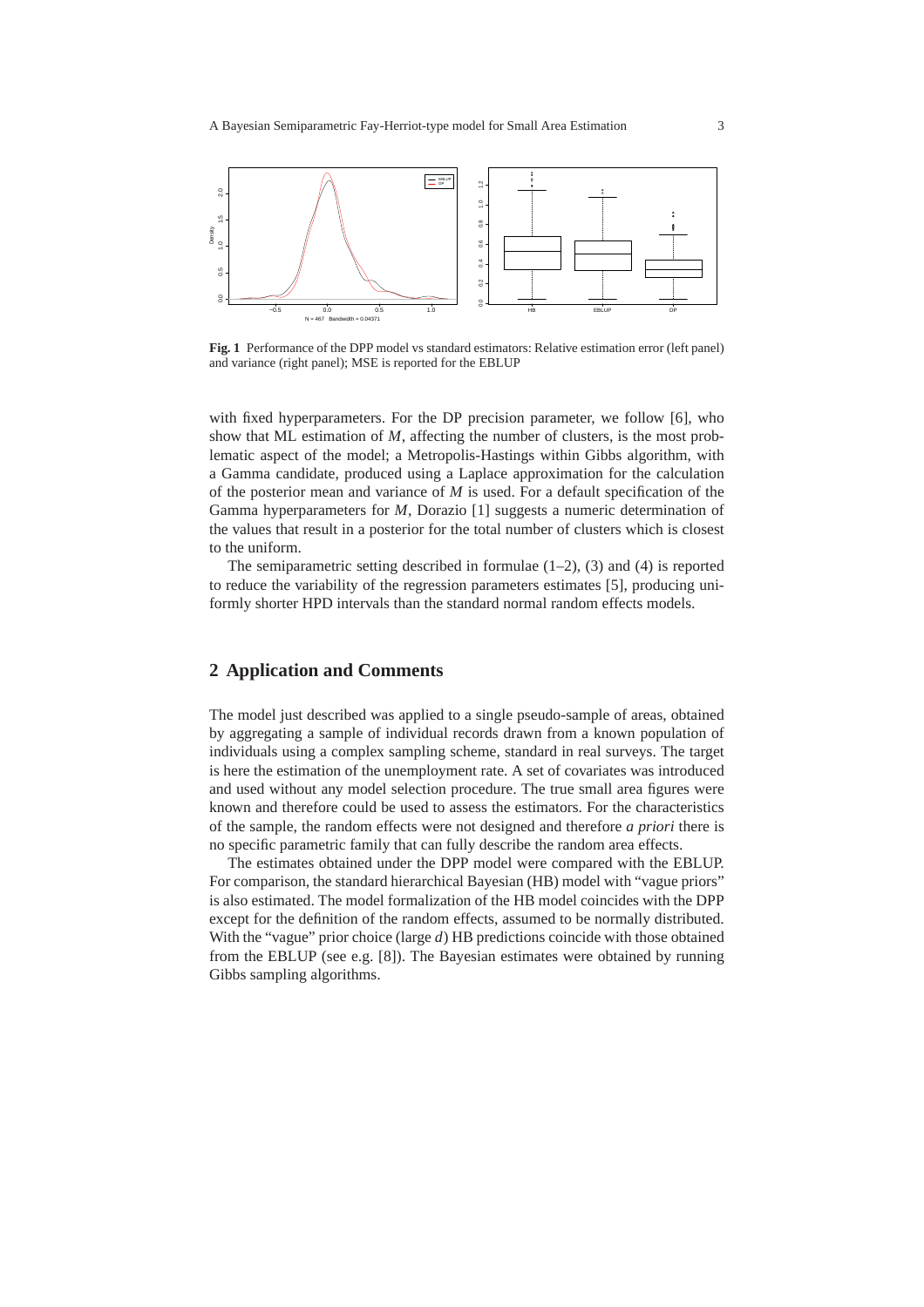**Fig. 1** Performance of the DPP model vs standard estimators: Relative estimation error (left panel) and variance (right panel); MSE is reported for the EBLUP

with fixed hyperparameters. For the DP precision parameter, we follow [6], who show that ML estimation of $M$, affecting the number of clusters, is the most problematic aspect of the model; a Metropolis-Hastings within Gibbs algorithm, with a Gamma candidate, produced using a Laplace approximation for the calculation of the posterior mean and variance of $M$ is used. For a default specification of the Gamma hyperparameters for $M$, Dorazio [1] suggests a numeric determination of the values that result in a posterior for the total number of clusters which is closest to the uniform.

The semiparametric setting described in formulae (1–2), (3) and (4) is reported to reduce the variability of the regression parameters estimates [5], producing uniformly shorter HPD intervals than the standard normal random effects models.

## 2 Application and Comments

The model just described was applied to a single pseudo-sample of areas, obtained by aggregating a sample of individual records drawn from a known population of individuals using a complex sampling scheme, standard in real surveys. The target is here the estimation of the unemployment rate. A set of covariates was introduced and used without any model selection procedure. The true small area figures were known and therefore could be used to assess the estimators. For the characteristics of the sample, the random effects were not designed and therefore *a priori* there is no specific parametric family that can fully describe the random area effects.

The estimates obtained under the DPP model were compared with the EBLUP. For comparison, the standard hierarchical Bayesian (HB) model with "vague priors" is also estimated. The model formalization of the HB model coincides with the DPP except for the definition of the random effects, assumed to be normally distributed. With the "vague" prior choice (large $d$) HB predictions coincide with those obtained from the EBLUP (see e.g. [8]). The Bayesian estimates were obtained by running Gibbs sampling algorithms.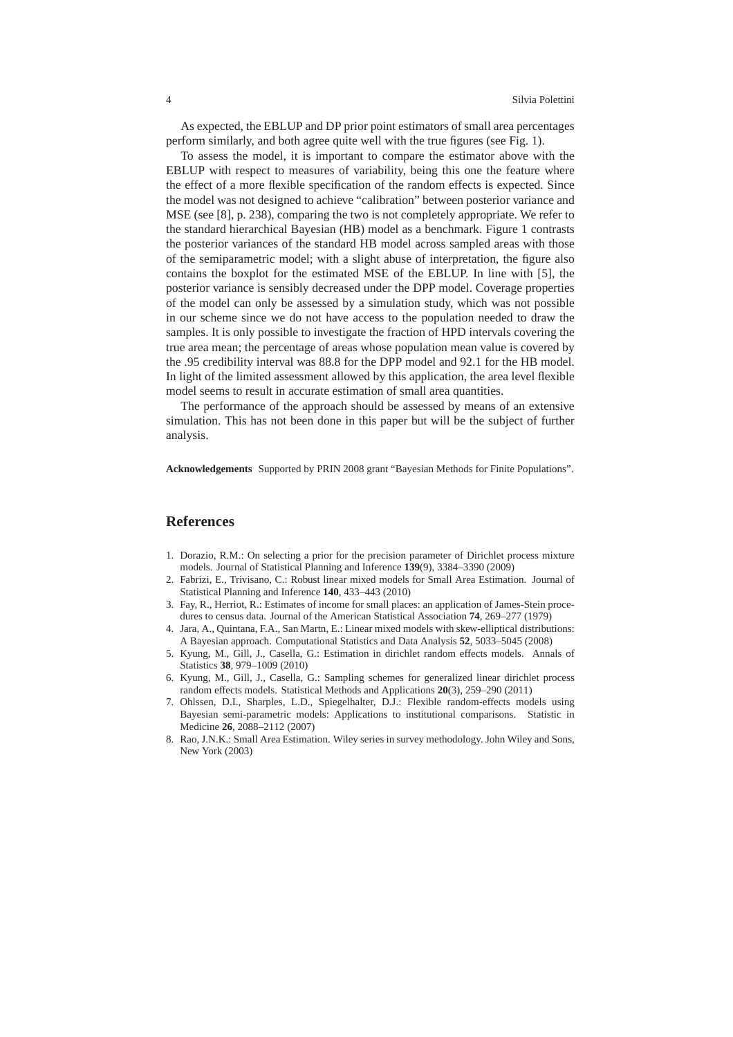As expected, the EBLUP and DP prior point estimators of small area percentages perform similarly, and both agree quite well with the true figures (see Fig. 1).

To assess the model, it is important to compare the estimator above with the EBLUP with respect to measures of variability, being this one the feature where the effect of a more flexible specification of the random effects is expected. Since the model was not designed to achieve "calibration" between posterior variance and MSE (see [8], p. 238), comparing the two is not completely appropriate. We refer to the standard hierarchical Bayesian (HB) model as a benchmark. Figure 1 contrasts the posterior variances of the standard HB model across sampled areas with those of the semiparametric model; with a slight abuse of interpretation, the figure also contains the boxplot for the estimated MSE of the EBLUP. In line with [5], the posterior variance is sensibly decreased under the DPP model. Coverage properties of the model can only be assessed by a simulation study, which was not possible in our scheme since we do not have access to the population needed to draw the samples. It is only possible to investigate the fraction of HPD intervals covering the true area mean; the percentage of areas whose population mean value is covered by the .95 credibility interval was 88.8 for the DPP model and 92.1 for the HB model. In light of the limited assessment allowed by this application, the area level flexible model seems to result in accurate estimation of small area quantities.

The performance of the approach should be assessed by means of an extensive simulation. This has not been done in this paper but will be the subject of further analysis.

**Acknowledgements** Supported by PRIN 2008 grant "Bayesian Methods for Finite Populations".

## References

1. Dorazio, R.M.: On selecting a prior for the precision parameter of Dirichlet process mixture models. Journal of Statistical Planning and Inference **139**(9), 3384–3390 (2009)
2. Fabrizi, E., Trivisano, C.: Robust linear mixed models for Small Area Estimation. Journal of Statistical Planning and Inference **140**, 433–443 (2010)
3. Fay, R., Herriot, R.: Estimates of income for small places: an application of James-Stein procedures to census data. Journal of the American Statistical Association **74**, 269–277 (1979)
4. Jara, A., Quintana, F.A., San Martn, E.: Linear mixed models with skew-elliptical distributions: A Bayesian approach. Computational Statistics and Data Analysis **52**, 5033–5045 (2008)
5. Kyung, M., Gill, J., Casella, G.: Estimation in dirichlet random effects models. Annals of Statistics **38**, 979–1009 (2010)
6. Kyung, M., Gill, J., Casella, G.: Sampling schemes for generalized linear dirichlet process random effects models. Statistical Methods and Applications **20**(3), 259–290 (2011)
7. Ohlssen, D.I., Sharples, L.D., Spiegelhalter, D.J.: Flexible random-effects models using Bayesian semi-parametric models: Applications to institutional comparisons. Statistic in Medicine **26**, 2088–2112 (2007)
8. Rao, J.N.K.: Small Area Estimation. Wiley series in survey methodology. John Wiley and Sons, New York (2003)